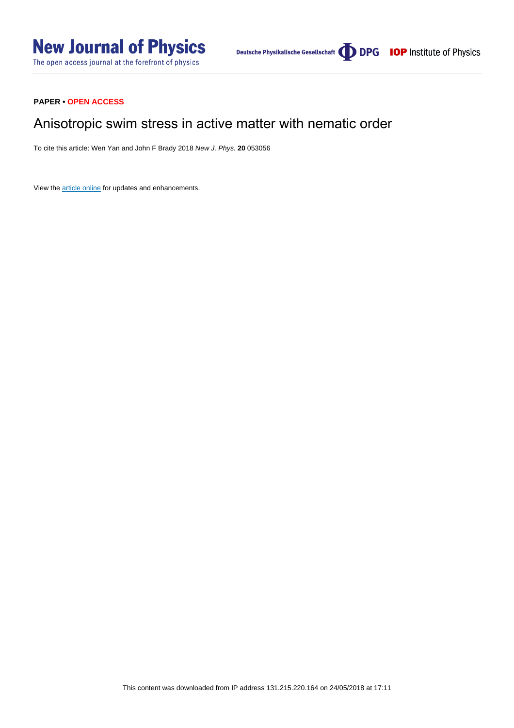**PAPER • OPEN ACCESS**

# Anisotropic swim stress in active matter with nematic order

To cite this article: Wen Yan and John F Brady 2018 *New J. Phys.* **20** 053056

View the article online for updates and enhancements.

This content was downloaded from IP address 131.215.220.164 on 24/05/2018 at 17:11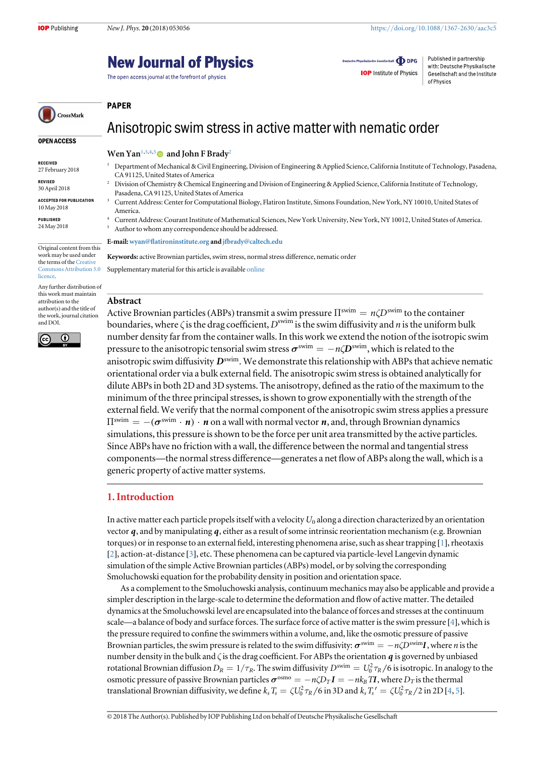# PAPER

# Anisotropic swim stress in active matter with nematic order

**Wen Yan**[1,3,4,5] **and John F Brady**[2]

[1] Department of Mechanical & Civil Engineering, Division of Engineering & Applied Science, California Institute of Technology, Pasadena, CA 91125, United States of America

[2] Division of Chemistry & Chemical Engineering and Division of Engineering & Applied Science, California Institute of Technology, Pasadena, CA 91125, United States of America

[3] Current Address: Center for Computational Biology, Flatiron Institute, Simons Foundation, New York, NY 10010, United States of America.

[4] Current Address: Courant Institute of Mathematical Sciences, New York University, New York, NY 10012, United States of America.

[5] Author to whom any correspondence should be addressed.

**E-mail:** wyan@flatironinstitute.org and jfbrady@caltech.edu

**Keywords:** active Brownian particles, swim stress, normal stress difference, nematic order

Supplementary material for this article is available online

**OPEN ACCESS**

RECEIVED
27 February 2018

REVISED
30 April 2018

ACCEPTED FOR PUBLICATION
10 May 2018

PUBLISHED
24 May 2018

Original content from this work may be used under the terms of the Creative Commons Attribution 3.0 licence.

Any further distribution of this work must maintain attribution to the author(s) and the title of the work, journal citation and DOI.

## Abstract

Active Brownian particles (ABPs) transmit a swim pressure $\Pi^{\text{swim}} = n\zeta D^{\text{swim}}$ to the container boundaries, where $\zeta$ is the drag coefficient, $D^{\text{swim}}$ is the swim diffusivity and $n$ is the uniform bulk number density far from the container walls. In this work we extend the notion of the isotropic swim pressure to the anisotropic tensorial swim stress $\boldsymbol{\sigma}^{\text{swim}} = -n\zeta \boldsymbol{D}^{\text{swim}}$, which is related to the anisotropic swim diffusivity $\boldsymbol{D}^{\text{swim}}$. We demonstrate this relationship with ABPs that achieve nematic orientational order via a bulk external field. The anisotropic swim stress is obtained analytically for dilute ABPs in both 2D and 3D systems. The anisotropy, defined as the ratio of the maximum to the minimum of the three principal stresses, is shown to grow exponentially with the strength of the external field. We verify that the normal component of the anisotropic swim stress applies a pressure $\Pi^{\text{swim}} = -(\boldsymbol{\sigma}^{\text{swim}} \cdot \boldsymbol{n}) \cdot \boldsymbol{n}$ on a wall with normal vector $\boldsymbol{n}$, and, through Brownian dynamics simulations, this pressure is shown to be the force per unit area transmitted by the active particles. Since ABPs have no friction with a wall, the difference between the normal and tangential stress components—the normal stress difference—generates a net flow of ABPs along the wall, which is a generic property of active matter systems.

## 1. Introduction

In active matter each particle propels itself with a velocity $U_0$ along a direction characterized by an orientation vector $\boldsymbol{q}$, and by manipulating $\boldsymbol{q}$, either as a result of some intrinsic reorientation mechanism (e.g. Brownian torques) or in response to an external field, interesting phenomena arise, such as shear trapping [1], rheotaxis [2], action-at-distance [3], etc. These phenomena can be captured via particle-level Langevin dynamic simulation of the simple Active Brownian particles (ABPs) model, or by solving the corresponding Smoluchowski equation for the probability density in position and orientation space.

As a complement to the Smoluchowski analysis, continuum mechanics may also be applicable and provide a simpler description in the large-scale to determine the deformation and flow of active matter. The detailed dynamics at the Smoluchowski level are encapsulated into the balance of forces and stresses at the continuum scale—a balance of body and surface forces. The surface force of active matter is the swim pressure [4], which is the pressure required to confine the swimmers within a volume, and, like the osmotic pressure of passive Brownian particles, the swim pressure is related to the swim diffusivity: $\boldsymbol{\sigma}^{\text{swim}} = -n\zeta D^{\text{swim}}\boldsymbol{I}$, where $n$ is the number density in the bulk and $\zeta$ is the drag coefficient. For ABPs the orientation $\boldsymbol{q}$ is governed by unbiased rotational Brownian diffusion $D_R = 1/\tau_R$. The swim diffusivity $D^{\text{swim}} = U_0^2\tau_R/6$ is isotropic. In analogy to the osmotic pressure of passive Brownian particles $\boldsymbol{\sigma}^{\text{osmo}} = -n\zeta D_T\boldsymbol{I} = -nk_BT\boldsymbol{I}$, where $D_T$ is the thermal translational Brownian diffusivity, we define $k_sT_s = \zeta U_0^2\tau_R/6$ in 3D and $k_sT_s{}' = \zeta U_0^2\tau_R/2$ in 2D [4, 5].

© 2018 The Author(s). Published by IOP Publishing Ltd on behalf of Deutsche Physikalische Gesellschaft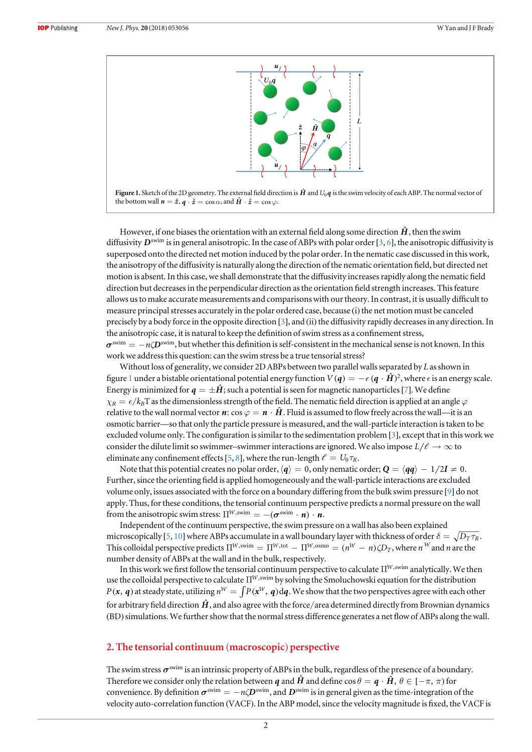**Figure 1.** Sketch of the 2D geometry. The external field direction is $\hat{\boldsymbol{H}}$ and $U_0\boldsymbol{q}$ is the swim velocity of each ABP. The normal vector of the bottom wall $\boldsymbol{n} = \hat{\boldsymbol{z}}$, $\boldsymbol{q} \cdot \hat{\boldsymbol{z}} = \cos\alpha$, and $\hat{\boldsymbol{H}} \cdot \hat{\boldsymbol{z}} = \cos\varphi$.

However, if one biases the orientation with an external field along some direction $\hat{\boldsymbol{H}}$, then the swim diffusivity $\boldsymbol{D}^{\mathrm{swim}}$ is in general anisotropic. In the case of ABPs with polar order [3, 6], the anisotropic diffusivity is superposed onto the directed net motion induced by the polar order. In the nematic case discussed in this work, the anisotropy of the diffusivity is naturally along the direction of the nematic orientation field, but directed net motion is absent. In this case, we shall demonstrate that the diffusivity increases rapidly along the nematic field direction but decreases in the perpendicular direction as the orientation field strength increases. This feature allows us to make accurate measurements and comparisons with our theory. In contrast, it is usually difficult to measure principal stresses accurately in the polar ordered case, because (i) the net motion must be canceled precisely by a body force in the opposite direction [3], and (ii) the diffusivity rapidly decreases in any direction. In the anisotropic case, it is natural to keep the definition of swim stress as a confinement stress, $\boldsymbol{\sigma}^{\mathrm{swim}} = -n\zeta\boldsymbol{D}^{\mathrm{swim}}$, but whether this definition is self-consistent in the mechanical sense is not known. In this work we address this question: can the swim stress be a true tensorial stress?

Without loss of generality, we consider 2D ABPs between two parallel walls separated by $L$ as shown in figure 1 under a bistable orientational potential energy function $V(\boldsymbol{q}) = -\epsilon(\boldsymbol{q} \cdot \hat{\boldsymbol{H}})^2$, where $\epsilon$ is an energy scale. Energy is minimized for $\boldsymbol{q} = \pm\hat{\boldsymbol{H}}$; such a potential is seen for magnetic nanoparticles [7]. We define $\chi_R = \epsilon/k_B\mathrm{T}$ as the dimensionless strength of the field. The nematic field direction is applied at an angle $\varphi$ relative to the wall normal vector $\boldsymbol{n}$: $\cos\varphi = \boldsymbol{n} \cdot \hat{\boldsymbol{H}}$. Fluid is assumed to flow freely across the wall—it is an osmotic barrier—so that only the particle pressure is measured, and the wall-particle interaction is taken to be excluded volume only. The configuration is similar to the sedimentation problem [3], except that in this work we consider the dilute limit so swimmer–swimmer interactions are ignored. We also impose $L/\ell \to \infty$ to eliminate any confinement effects [5, 8], where the run-length $\ell = U_0\tau_R$.

Note that this potential creates no polar order, $\langle\boldsymbol{q}\rangle = 0$, only nematic order; $\boldsymbol{Q} = \langle\boldsymbol{q}\boldsymbol{q}\rangle - 1/2\boldsymbol{I} \neq 0$. Further, since the orienting field is applied homogeneously and the wall-particle interactions are excluded volume only, issues associated with the force on a boundary differing from the bulk swim pressure [9] do not apply. Thus, for these conditions, the tensorial continuum perspective predicts a normal pressure on the wall from the anisotropic swim stress: $\Pi^{W,\mathrm{swim}} = -(\boldsymbol{\sigma}^{\mathrm{swim}} \cdot \boldsymbol{n}) \cdot \boldsymbol{n}$.

Independent of the continuum perspective, the swim pressure on a wall has also been explained microscopically [5, 10] where ABPs accumulate in a wall boundary layer with thickness of order $\delta = \sqrt{D_T\tau_R}$. This colloidal perspective predicts $\Pi^{W,\mathrm{swim}} = \Pi^{W,\mathrm{tot}} - \Pi^{W,\mathrm{osmo}} = (n^W - n)\zeta D_T$, where $n^W$ and $n$ are the number density of ABPs at the wall and in the bulk, respectively.

In this work we first follow the tensorial continuum perspective to calculate $\Pi^{W,\mathrm{swim}}$ analytically. We then use the colloidal perspective to calculate $\Pi^{W,\mathrm{swim}}$ by solving the Smoluchowski equation for the distribution $P(\boldsymbol{x}, \boldsymbol{q})$ at steady state, utilizing $n^W = \int P(\boldsymbol{x}^W, \boldsymbol{q})\mathrm{d}\boldsymbol{q}$. We show that the two perspectives agree with each other for arbitrary field direction $\hat{\boldsymbol{H}}$, and also agree with the force/area determined directly from Brownian dynamics (BD) simulations. We further show that the normal stress difference generates a net flow of ABPs along the wall.

## 2. The tensorial continuum (macroscopic) perspective

The swim stress $\boldsymbol{\sigma}^{\mathrm{swim}}$ is an intrinsic property of ABPs in the bulk, regardless of the presence of a boundary. Therefore we consider only the relation between $\boldsymbol{q}$ and $\hat{\boldsymbol{H}}$ and define $\cos\theta = \boldsymbol{q} \cdot \hat{\boldsymbol{H}}$, $\theta \in [-\pi, \pi)$ for convenience. By definition $\boldsymbol{\sigma}^{\mathrm{swim}} = -n\zeta\boldsymbol{D}^{\mathrm{swim}}$, and $\boldsymbol{D}^{\mathrm{swim}}$ is in general given as the time-integration of the velocity auto-correlation function (VACF). In the ABP model, since the velocity magnitude is fixed, the VACF is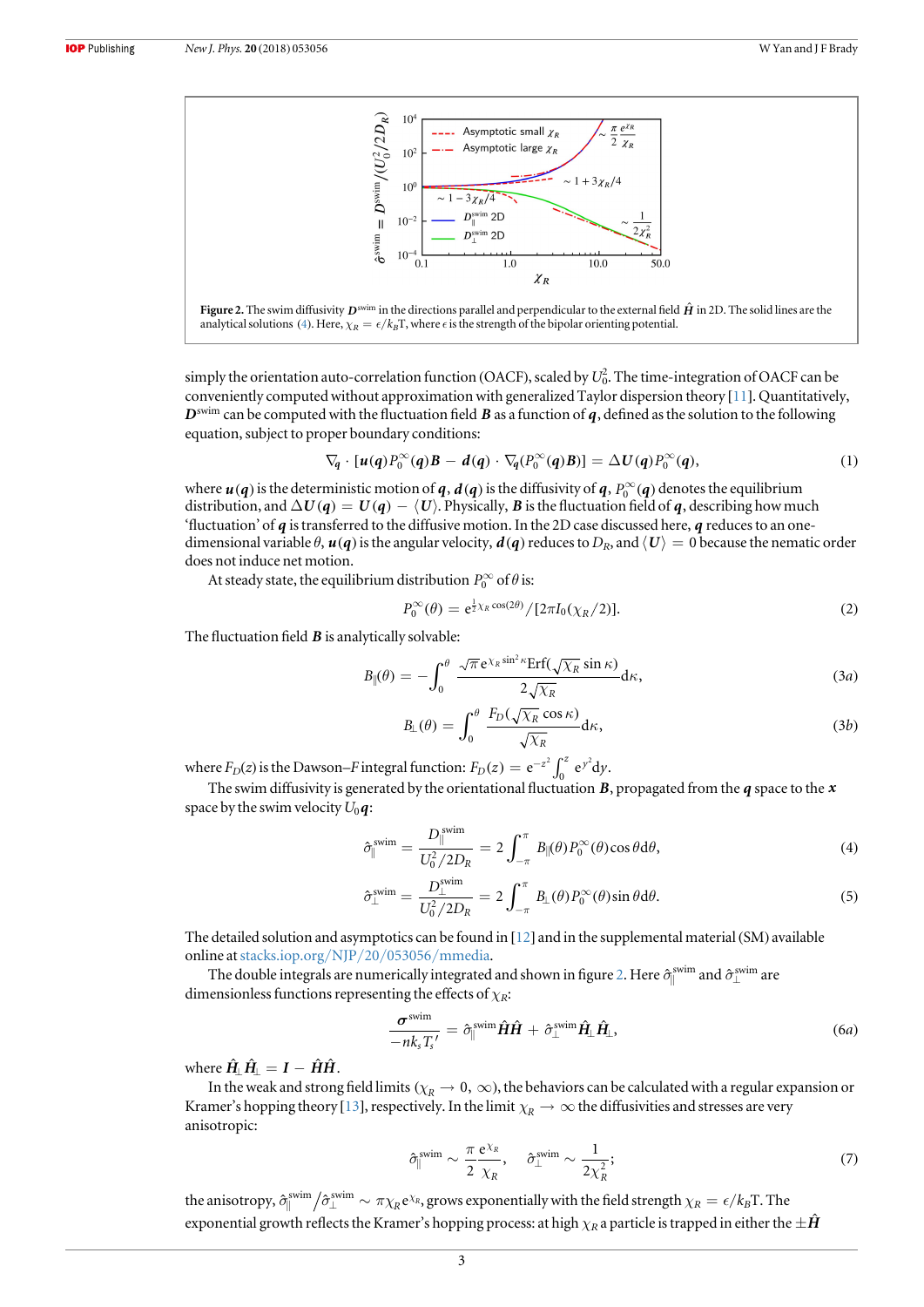**Figure 2.** The swim diffusivity $\boldsymbol{D}^{\text{swim}}$ in the directions parallel and perpendicular to the external field $\hat{\boldsymbol{H}}$ in 2D. The solid lines are the analytical solutions (4). Here, $\chi_R = \epsilon / k_B T$, where $\epsilon$ is the strength of the bipolar orienting potential.

simply the orientation auto-correlation function (OACF), scaled by $U_0^2$. The time-integration of OACF can be conveniently computed without approximation with generalized Taylor dispersion theory [11]. Quantitatively, $\boldsymbol{D}^{\text{swim}}$ can be computed with the fluctuation field $\boldsymbol{B}$ as a function of $\boldsymbol{q}$, defined as the solution to the following equation, subject to proper boundary conditions:

$$\nabla_{\boldsymbol{q}} \cdot [\boldsymbol{u}(\boldsymbol{q}) P_0^\infty(\boldsymbol{q}) \boldsymbol{B} - \boldsymbol{d}(\boldsymbol{q}) \cdot \nabla_{\boldsymbol{q}} (P_0^\infty(\boldsymbol{q}) \boldsymbol{B})] = \Delta \boldsymbol{U}(\boldsymbol{q}) P_0^\infty(\boldsymbol{q}), \tag{1}$$

where $\boldsymbol{u}(\boldsymbol{q})$ is the deterministic motion of $\boldsymbol{q}$, $\boldsymbol{d}(\boldsymbol{q})$ is the diffusivity of $\boldsymbol{q}$, $P_0^\infty(\boldsymbol{q})$ denotes the equilibrium distribution, and $\Delta \boldsymbol{U}(\boldsymbol{q}) = \boldsymbol{U}(\boldsymbol{q}) - \langle \boldsymbol{U} \rangle$. Physically, $\boldsymbol{B}$ is the fluctuation field of $\boldsymbol{q}$, describing how much 'fluctuation' of $\boldsymbol{q}$ is transferred to the diffusive motion. In the 2D case discussed here, $\boldsymbol{q}$ reduces to an one-dimensional variable $\theta$, $\boldsymbol{u}(\boldsymbol{q})$ is the angular velocity, $\boldsymbol{d}(\boldsymbol{q})$ reduces to $D_R$, and $\langle \boldsymbol{U} \rangle = 0$ because the nematic order does not induce net motion.

At steady state, the equilibrium distribution $P_0^\infty$ of $\theta$ is:

$$P_0^\infty(\theta) = \mathrm{e}^{\frac{1}{2}\chi_R \cos(2\theta)} / [2\pi I_0(\chi_R/2)]. \tag{2}$$

The fluctuation field $\boldsymbol{B}$ is analytically solvable:

$$B_\parallel(\theta) = -\int_0^\theta \frac{\sqrt{\pi}\, \mathrm{e}^{\chi_R \sin^2 \kappa} \mathrm{Erf}(\sqrt{\chi_R} \sin \kappa)}{2\sqrt{\chi_R}} \mathrm{d}\kappa, \tag{3a}$$

$$B_\perp(\theta) = \int_0^\theta \frac{F_D(\sqrt{\chi_R} \cos \kappa)}{\sqrt{\chi_R}} \mathrm{d}\kappa, \tag{3b}$$

where $F_D(z)$ is the Dawson–$F$ integral function: $F_D(z) = \mathrm{e}^{-z^2} \int_0^z \mathrm{e}^{y^2} \mathrm{d}y$.

The swim diffusivity is generated by the orientational fluctuation $\boldsymbol{B}$, propagated from the $\boldsymbol{q}$ space to the $\boldsymbol{x}$ space by the swim velocity $U_0 \boldsymbol{q}$:

$$\hat{\sigma}_\parallel^{\text{swim}} = \frac{D_\parallel^{\text{swim}}}{U_0^2/2D_R} = 2\int_{-\pi}^{\pi} B_\parallel(\theta) P_0^\infty(\theta) \cos\theta \,\mathrm{d}\theta, \tag{4}$$

$$\hat{\sigma}_\perp^{\text{swim}} = \frac{D_\perp^{\text{swim}}}{U_0^2/2D_R} = 2\int_{-\pi}^{\pi} B_\perp(\theta) P_0^\infty(\theta) \sin\theta \,\mathrm{d}\theta. \tag{5}$$

The detailed solution and asymptotics can be found in [12] and in the supplemental material (SM) available online at stacks.iop.org/NJP/20/053056/mmedia.

The double integrals are numerically integrated and shown in figure 2. Here $\hat{\sigma}_\parallel^{\text{swim}}$ and $\hat{\sigma}_\perp^{\text{swim}}$ are dimensionless functions representing the effects of $\chi_R$:

$$\frac{\boldsymbol{\sigma}^{\text{swim}}}{-n k_s T_s'} = \hat{\sigma}_\parallel^{\text{swim}} \hat{\boldsymbol{H}}\hat{\boldsymbol{H}} + \hat{\sigma}_\perp^{\text{swim}} \hat{\boldsymbol{H}}_\perp \hat{\boldsymbol{H}}_\perp, \tag{6a}$$

where $\hat{\boldsymbol{H}}_\perp \hat{\boldsymbol{H}}_\perp = \boldsymbol{I} - \hat{\boldsymbol{H}}\hat{\boldsymbol{H}}$.

In the weak and strong field limits ($\chi_R \to 0, \infty$), the behaviors can be calculated with a regular expansion or Kramer's hopping theory [13], respectively. In the limit $\chi_R \to \infty$ the diffusivities and stresses are very anisotropic:

$$\hat{\sigma}_\parallel^{\text{swim}} \sim \frac{\pi}{2} \frac{\mathrm{e}^{\chi_R}}{\chi_R}, \quad \hat{\sigma}_\perp^{\text{swim}} \sim \frac{1}{2\chi_R^2}; \tag{7}$$

the anisotropy, $\hat{\sigma}_\parallel^{\text{swim}} / \hat{\sigma}_\perp^{\text{swim}} \sim \pi \chi_R \mathrm{e}^{\chi_R}$, grows exponentially with the field strength $\chi_R = \epsilon / k_B T$. The exponential growth reflects the Kramer's hopping process: at high $\chi_R$ a particle is trapped in either the $\pm\hat{\boldsymbol{H}}$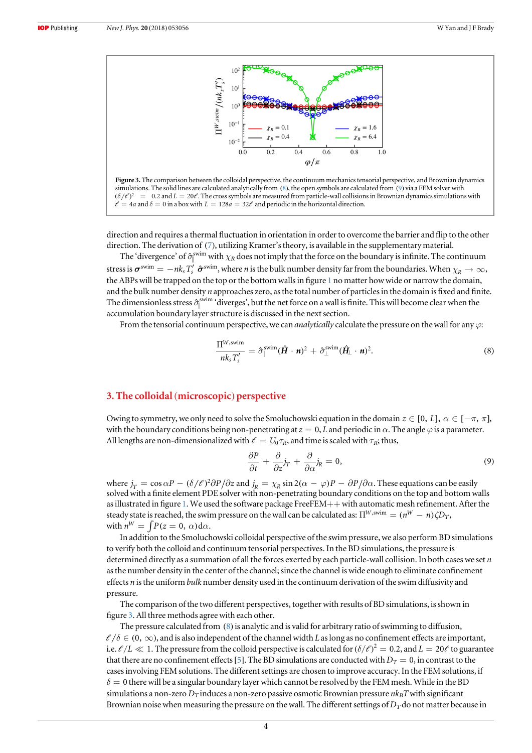Figure 3. The comparison between the colloidal perspective, the continuum mechanics tensorial perspective, and Brownian dynamics simulations. The solid lines are calculated analytically from (8), the open symbols are calculated from (9) via a FEM solver with $(\delta/\ell)^2 = 0.2$ and $L = 20\ell$. The cross symbols are measured from particle-wall collisions in Brownian dynamics simulations with $\ell = 4a$ and $\delta = 0$ in a box with $L = 128a = 32\ell$ and periodic in the horizontal direction.

direction and requires a thermal fluctuation in orientation in order to overcome the barrier and flip to the other direction. The derivation of (7), utilizing Kramer's theory, is available in the supplementary material.

The 'divergence' of $\hat{\sigma}_{\parallel}^{\text{swim}}$ with $\chi_R$ does not imply that the force on the boundary is infinite. The continuum stress is $\boldsymbol{\sigma}^{\text{swim}} = -nk_s T_s' \hat{\boldsymbol{\sigma}}^{\text{swim}}$, where $n$ is the bulk number density far from the boundaries. When $\chi_R \to \infty$, the ABPs will be trapped on the top or the bottom walls in figure 1 no matter how wide or narrow the domain, and the bulk number density $n$ approaches zero, as the total number of particles in the domain is fixed and finite. The dimensionless stress $\hat{\sigma}_{\parallel}^{\text{swim}}$ 'diverges', but the net force on a wall is finite. This will become clear when the accumulation boundary layer structure is discussed in the next section.

From the tensorial continuum perspective, we can *analytically* calculate the pressure on the wall for any $\varphi$:

$$\frac{\Pi^{W,\text{swim}}}{nk_s T_s'} = \hat{\sigma}_{\parallel}^{\text{swim}} (\hat{\boldsymbol{H}} \cdot \boldsymbol{n})^2 + \hat{\sigma}_{\perp}^{\text{swim}} (\hat{\boldsymbol{H}}_{\perp} \cdot \boldsymbol{n})^2. \tag{8}$$

## 3. The colloidal (microscopic) perspective

Owing to symmetry, we only need to solve the Smoluchowski equation in the domain $z \in [0, L]$, $\alpha \in [-\pi, \pi]$, with the boundary conditions being non-penetrating at $z = 0, L$ and periodic in $\alpha$. The angle $\varphi$ is a parameter. All lengths are non-dimensionalized with $\ell = U_0 \tau_R$, and time is scaled with $\tau_R$; thus,

$$\frac{\partial P}{\partial t} + \frac{\partial}{\partial z} j_T + \frac{\partial}{\partial \alpha} j_R = 0, \tag{9}$$

where $j_T = \cos\alpha P - (\delta/\ell)^2 \partial P/\partial z$ and $j_R = \chi_R \sin 2(\alpha - \varphi) P - \partial P/\partial \alpha$. These equations can be easily solved with a finite element PDE solver with non-penetrating boundary conditions on the top and bottom walls as illustrated in figure 1. We used the software package FreeFEM++ with automatic mesh refinement. After the steady state is reached, the swim pressure on the wall can be calculated as: $\Pi^{W,\text{swim}} = (n^W - n)\zeta D_T$, with $n^W = \int P(z = 0, \alpha) \mathrm{d}\alpha$.

In addition to the Smoluchowski colloidal perspective of the swim pressure, we also perform BD simulations to verify both the colloid and continuum tensorial perspectives. In the BD simulations, the pressure is determined directly as a summation of all the forces exerted by each particle-wall collision. In both cases we set $n$ as the number density in the center of the channel; since the channel is wide enough to eliminate confinement effects $n$ is the uniform *bulk* number density used in the continuum derivation of the swim diffusivity and pressure.

The comparison of the two different perspectives, together with results of BD simulations, is shown in figure 3. All three methods agree with each other.

The pressure calculated from (8) is analytic and is valid for arbitrary ratio of swimming to diffusion, $\ell/\delta \in (0, \infty)$, and is also independent of the channel width $L$ as long as no confinement effects are important, i.e. $\ell/L \ll 1$. The pressure from the colloid perspective is calculated for $(\delta/\ell)^2 = 0.2$, and $L = 20\ell$ to guarantee that there are no confinement effects [5]. The BD simulations are conducted with $D_T = 0$, in contrast to the cases involving FEM solutions. The different settings are chosen to improve accuracy. In the FEM solutions, if $\delta = 0$ there will be a singular boundary layer which cannot be resolved by the FEM mesh. While in the BD simulations a non-zero $D_T$ induces a non-zero passive osmotic Brownian pressure $nk_B T$ with significant Brownian noise when measuring the pressure on the wall. The different settings of $D_T$ do not matter because in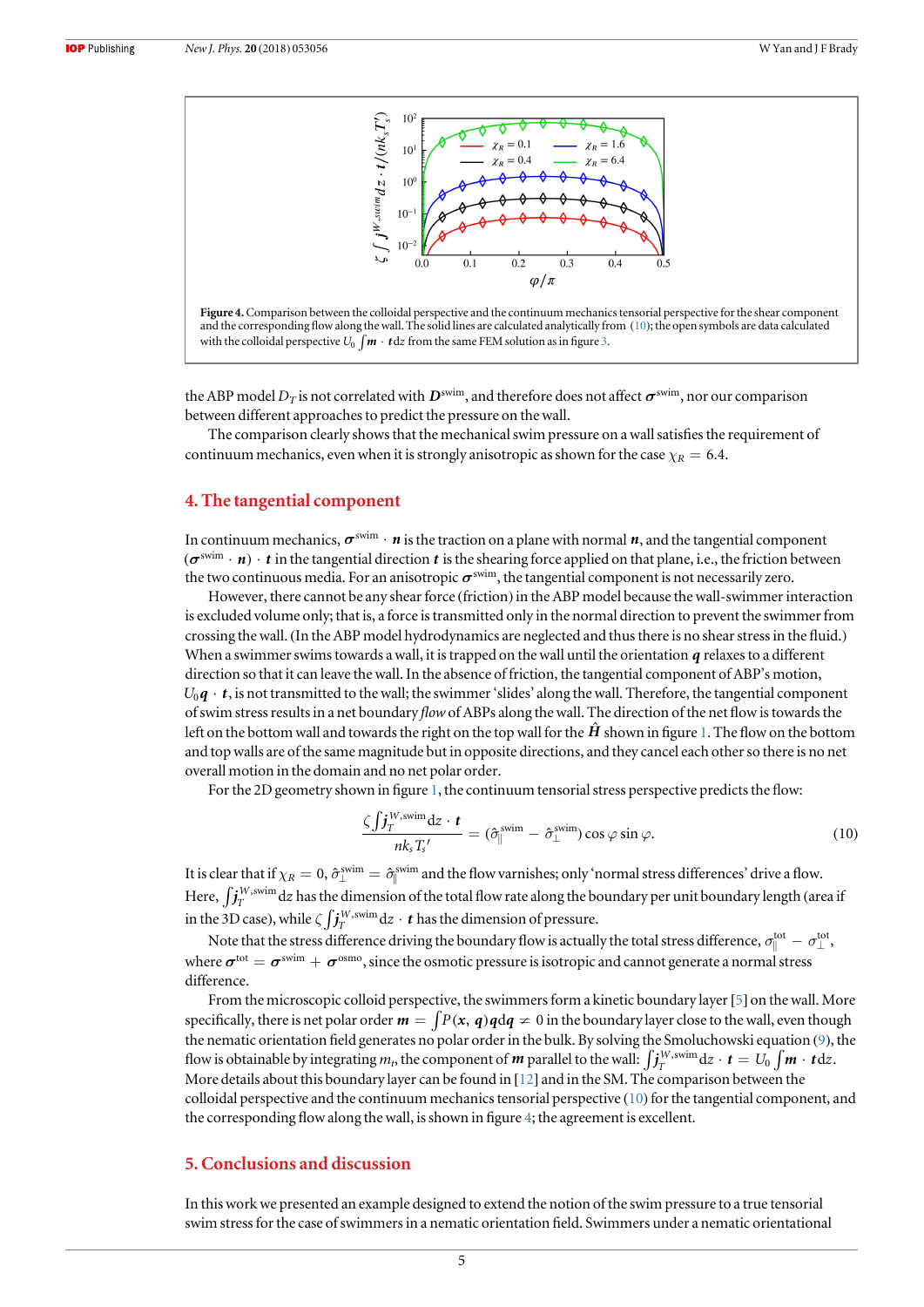**Figure 4.** Comparison between the colloidal perspective and the continuum mechanics tensorial perspective for the shear component and the corresponding flow along the wall. The solid lines are calculated analytically from (10); the open symbols are data calculated with the colloidal perspective $U_0 \int \boldsymbol{m} \cdot \boldsymbol{t} \mathrm{d}z$ from the same FEM solution as in figure 3.

the ABP model $D_T$ is not correlated with $\boldsymbol{D}^{\mathrm{swim}}$, and therefore does not affect $\boldsymbol{\sigma}^{\mathrm{swim}}$, nor our comparison between different approaches to predict the pressure on the wall.

The comparison clearly shows that the mechanical swim pressure on a wall satisfies the requirement of continuum mechanics, even when it is strongly anisotropic as shown for the case $\chi_R = 6.4$.

## 4. The tangential component

In continuum mechanics, $\boldsymbol{\sigma}^{\mathrm{swim}} \cdot \boldsymbol{n}$ is the traction on a plane with normal $\boldsymbol{n}$, and the tangential component $(\boldsymbol{\sigma}^{\mathrm{swim}} \cdot \boldsymbol{n}) \cdot \boldsymbol{t}$ in the tangential direction $\boldsymbol{t}$ is the shearing force applied on that plane, i.e., the friction between the two continuous media. For an anisotropic $\boldsymbol{\sigma}^{\mathrm{swim}}$, the tangential component is not necessarily zero.

However, there cannot be any shear force (friction) in the ABP model because the wall-swimmer interaction is excluded volume only; that is, a force is transmitted only in the normal direction to prevent the swimmer from crossing the wall. (In the ABP model hydrodynamics are neglected and thus there is no shear stress in the fluid.) When a swimmer swims towards a wall, it is trapped on the wall until the orientation $\boldsymbol{q}$ relaxes to a different direction so that it can leave the wall. In the absence of friction, the tangential component of ABP's motion, $U_0 \boldsymbol{q} \cdot \boldsymbol{t}$, is not transmitted to the wall; the swimmer 'slides' along the wall. Therefore, the tangential component of swim stress results in a net boundary *flow* of ABPs along the wall. The direction of the net flow is towards the left on the bottom wall and towards the right on the top wall for the $\hat{\boldsymbol{H}}$ shown in figure 1. The flow on the bottom and top walls are of the same magnitude but in opposite directions, and they cancel each other so there is no net overall motion in the domain and no net polar order.

For the 2D geometry shown in figure 1, the continuum tensorial stress perspective predicts the flow:

$$\frac{\zeta \int \boldsymbol{j}_T^{W,\mathrm{swim}} \mathrm{d}z \cdot \boldsymbol{t}}{n k_s T_s'} = (\hat{\sigma}_{\parallel}^{\mathrm{swim}} - \hat{\sigma}_{\perp}^{\mathrm{swim}}) \cos\varphi \sin\varphi. \tag{10}$$

It is clear that if $\chi_R = 0$, $\hat{\sigma}_{\perp}^{\mathrm{swim}} = \hat{\sigma}_{\parallel}^{\mathrm{swim}}$ and the flow varnishes; only 'normal stress differences' drive a flow. Here, $\int \boldsymbol{j}_T^{W,\mathrm{swim}} \mathrm{d}z$ has the dimension of the total flow rate along the boundary per unit boundary length (area if in the 3D case), while $\zeta \int \boldsymbol{j}_T^{W,\mathrm{swim}} \mathrm{d}z \cdot \boldsymbol{t}$ has the dimension of pressure.

Note that the stress difference driving the boundary flow is actually the total stress difference, $\sigma_{\parallel}^{\mathrm{tot}} - \sigma_{\perp}^{\mathrm{tot}}$, where $\boldsymbol{\sigma}^{\mathrm{tot}} = \boldsymbol{\sigma}^{\mathrm{swim}} + \boldsymbol{\sigma}^{\mathrm{osmo}}$, since the osmotic pressure is isotropic and cannot generate a normal stress difference.

From the microscopic colloid perspective, the swimmers form a kinetic boundary layer [5] on the wall. More specifically, there is net polar order $\boldsymbol{m} = \int P(\boldsymbol{x}, \boldsymbol{q}) \boldsymbol{q} \mathrm{d}\boldsymbol{q} \neq 0$ in the boundary layer close to the wall, even though the nematic orientation field generates no polar order in the bulk. By solving the Smoluchowski equation (9), the flow is obtainable by integrating $m_t$, the component of $\boldsymbol{m}$ parallel to the wall: $\int \boldsymbol{j}_T^{W,\mathrm{swim}} \mathrm{d}z \cdot \boldsymbol{t} = U_0 \int \boldsymbol{m} \cdot \boldsymbol{t} \mathrm{d}z$. More details about this boundary layer can be found in [12] and in the SM. The comparison between the colloidal perspective and the continuum mechanics tensorial perspective (10) for the tangential component, and the corresponding flow along the wall, is shown in figure 4; the agreement is excellent.

## 5. Conclusions and discussion

In this work we presented an example designed to extend the notion of the swim pressure to a true tensorial swim stress for the case of swimmers in a nematic orientation field. Swimmers under a nematic orientational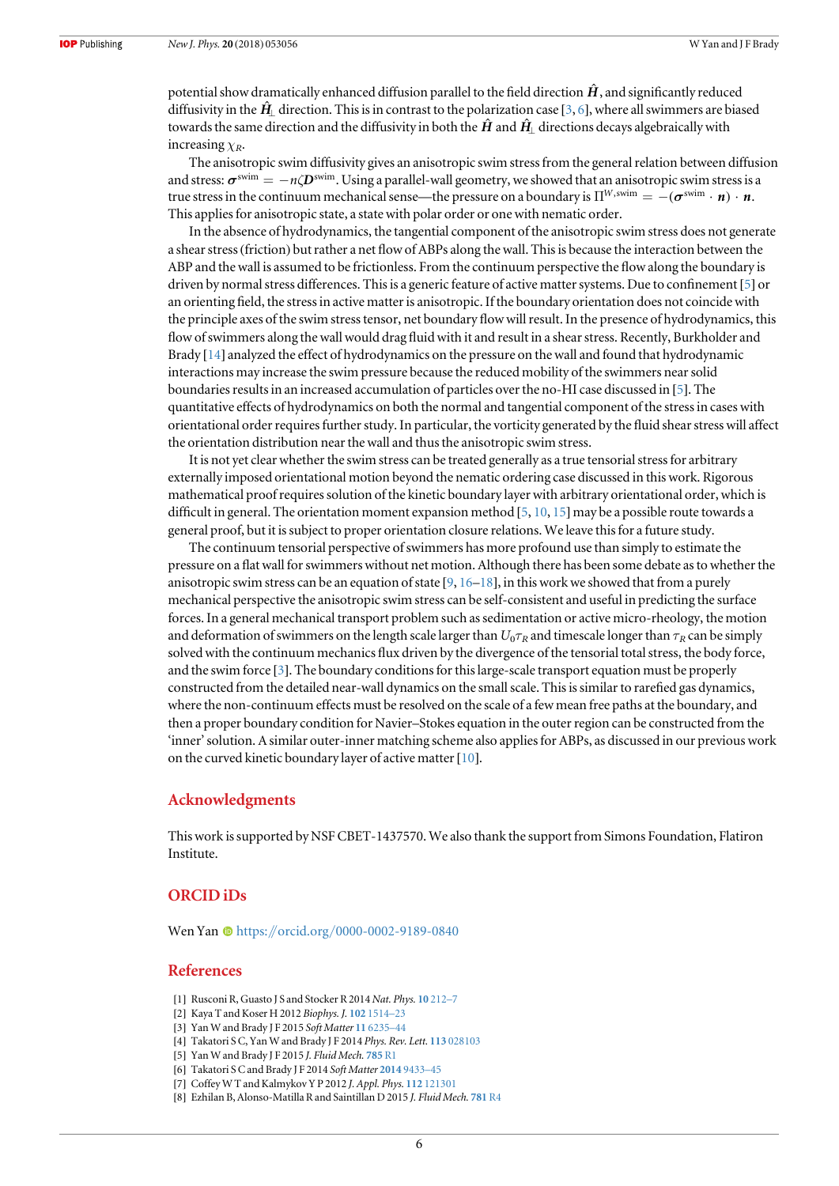potential show dramatically enhanced diffusion parallel to the field direction $\hat{\boldsymbol{H}}$, and significantly reduced diffusivity in the $\hat{\boldsymbol{H}}_{\perp}$ direction. This is in contrast to the polarization case [3, 6], where all swimmers are biased towards the same direction and the diffusivity in both the $\hat{\boldsymbol{H}}$ and $\hat{\boldsymbol{H}}_{\perp}$ directions decays algebraically with increasing $\chi_R$.

The anisotropic swim diffusivity gives an anisotropic swim stress from the general relation between diffusion and stress: $\boldsymbol{\sigma}^{\text{swim}} = -n\zeta\boldsymbol{D}^{\text{swim}}$. Using a parallel-wall geometry, we showed that an anisotropic swim stress is a true stress in the continuum mechanical sense—the pressure on a boundary is $\Pi^{W,\text{swim}} = -(\boldsymbol{\sigma}^{\text{swim}} \cdot \boldsymbol{n}) \cdot \boldsymbol{n}$. This applies for anisotropic state, a state with polar order or one with nematic order.

In the absence of hydrodynamics, the tangential component of the anisotropic swim stress does not generate a shear stress (friction) but rather a net flow of ABPs along the wall. This is because the interaction between the ABP and the wall is assumed to be frictionless. From the continuum perspective the flow along the boundary is driven by normal stress differences. This is a generic feature of active matter systems. Due to confinement [5] or an orienting field, the stress in active matter is anisotropic. If the boundary orientation does not coincide with the principle axes of the swim stress tensor, net boundary flow will result. In the presence of hydrodynamics, this flow of swimmers along the wall would drag fluid with it and result in a shear stress. Recently, Burkholder and Brady [14] analyzed the effect of hydrodynamics on the pressure on the wall and found that hydrodynamic interactions may increase the swim pressure because the reduced mobility of the swimmers near solid boundaries results in an increased accumulation of particles over the no-HI case discussed in [5]. The quantitative effects of hydrodynamics on both the normal and tangential component of the stress in cases with orientational order requires further study. In particular, the vorticity generated by the fluid shear stress will affect the orientation distribution near the wall and thus the anisotropic swim stress.

It is not yet clear whether the swim stress can be treated generally as a true tensorial stress for arbitrary externally imposed orientational motion beyond the nematic ordering case discussed in this work. Rigorous mathematical proof requires solution of the kinetic boundary layer with arbitrary orientational order, which is difficult in general. The orientation moment expansion method [5, 10, 15] may be a possible route towards a general proof, but it is subject to proper orientation closure relations. We leave this for a future study.

The continuum tensorial perspective of swimmers has more profound use than simply to estimate the pressure on a flat wall for swimmers without net motion. Although there has been some debate as to whether the anisotropic swim stress can be an equation of state [9, 16–18], in this work we showed that from a purely mechanical perspective the anisotropic swim stress can be self-consistent and useful in predicting the surface forces. In a general mechanical transport problem such as sedimentation or active micro-rheology, the motion and deformation of swimmers on the length scale larger than $U_0\tau_R$ and timescale longer than $\tau_R$ can be simply solved with the continuum mechanics flux driven by the divergence of the tensorial total stress, the body force, and the swim force [3]. The boundary conditions for this large-scale transport equation must be properly constructed from the detailed near-wall dynamics on the small scale. This is similar to rarefied gas dynamics, where the non-continuum effects must be resolved on the scale of a few mean free paths at the boundary, and then a proper boundary condition for Navier–Stokes equation in the outer region can be constructed from the 'inner' solution. A similar outer-inner matching scheme also applies for ABPs, as discussed in our previous work on the curved kinetic boundary layer of active matter [10].

## Acknowledgments

This work is supported by NSF CBET-1437570. We also thank the support from Simons Foundation, Flatiron Institute.

## ORCID iDs

Wen Yan https://orcid.org/0000-0002-9189-0840

## References

[1] Rusconi R, Guasto J S and Stocker R 2014 *Nat. Phys.* **10** 212–7
[2] Kaya T and Koser H 2012 *Biophys. J.* **102** 1514–23
[3] Yan W and Brady J F 2015 *Soft Matter* **11** 6235–44
[4] Takatori S C, Yan W and Brady J F 2014 *Phys. Rev. Lett.* **113** 028103
[5] Yan W and Brady J F 2015 *J. Fluid Mech.* **785** R1
[6] Takatori S C and Brady J F 2014 *Soft Matter* **2014** 9433–45
[7] Coffey W T and Kalmykov Y P 2012 *J. Appl. Phys.* **112** 121301
[8] Ezhilan B, Alonso-Matilla R and Saintillan D 2015 *J. Fluid Mech.* **781** R4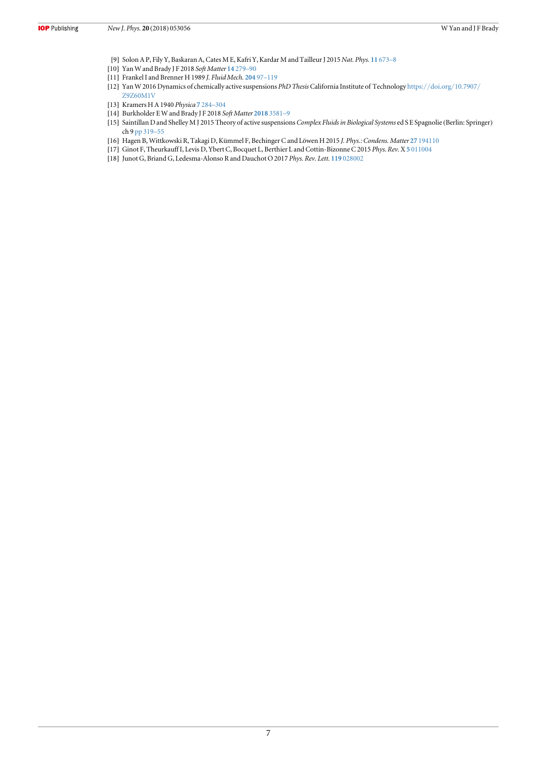[9] Solon A P, Fily Y, Baskaran A, Cates M E, Kafri Y, Kardar M and Tailleur J 2015 *Nat. Phys.* **11** 673–8

[10] Yan W and Brady J F 2018 *Soft Matter* **14** 279–90

[11] Frankel I and Brenner H 1989 *J. Fluid Mech.* **204** 97–119

[12] Yan W 2016 Dynamics of chemically active suspensions *PhD Thesis* California Institute of Technology https://doi.org/10.7907/Z9Z60M1V

[13] Kramers H A 1940 *Physica* **7** 284–304

[14] Burkholder E W and Brady J F 2018 *Soft Matter* **2018** 3581–9

[15] Saintillan D and Shelley M J 2015 Theory of active suspensions *Complex Fluids in Biological Systems* ed S E Spagnolie (Berlin: Springer) ch 9 pp 319–55

[16] Hagen B, Wittkowski R, Takagi D, Kümmel F, Bechinger C and Löwen H 2015 *J. Phys.: Condens. Matter* **27** 194110

[17] Ginot F, Theurkauff I, Levis D, Ybert C, Bocquet L, Berthier L and Cottin-Bizonne C 2015 *Phys. Rev.* X **5** 011004

[18] Junot G, Briand G, Ledesma-Alonso R and Dauchot O 2017 *Phys. Rev. Lett.* **119** 028002